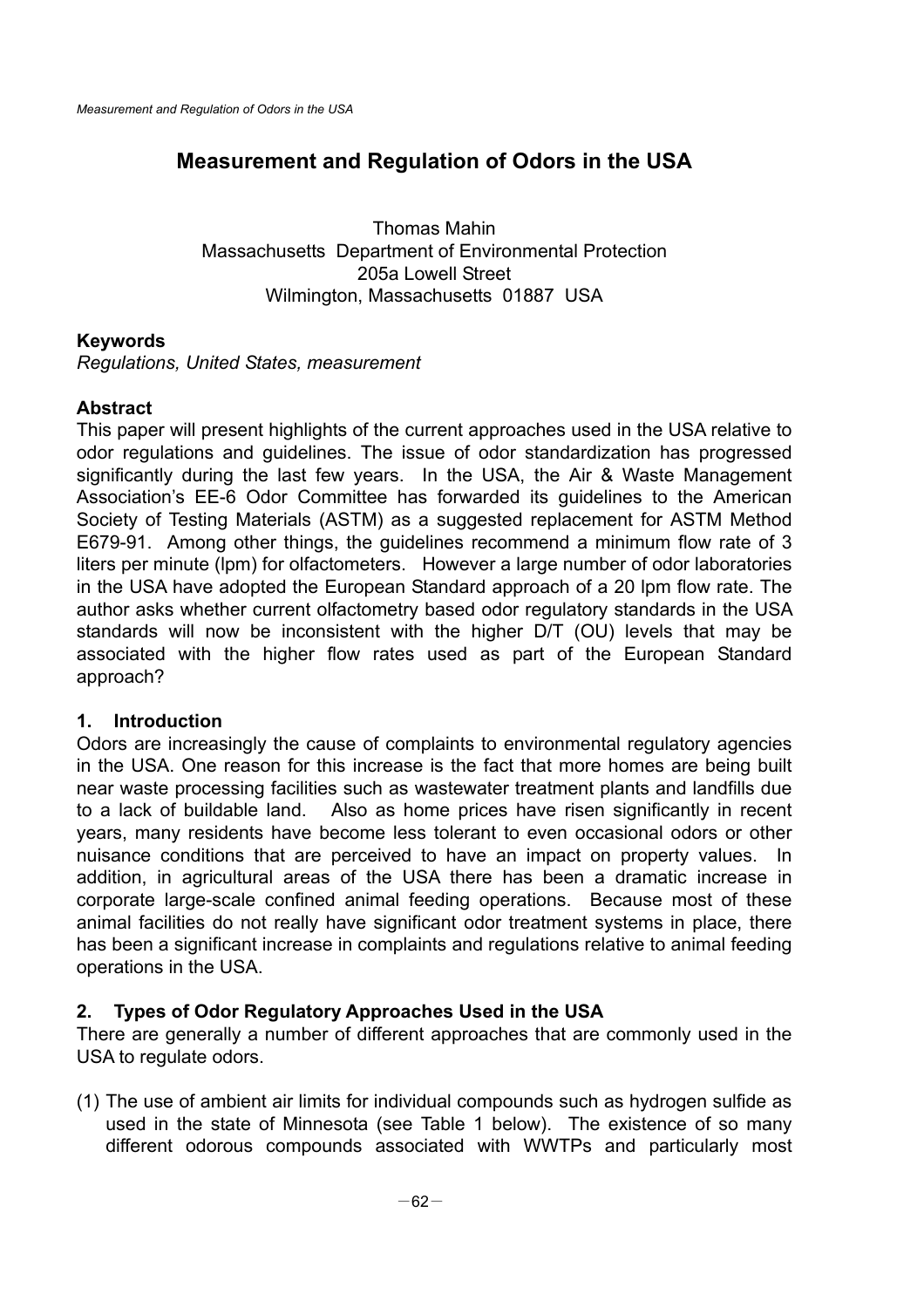# Measurement and Regulation of Odors in the USA

Thomas Mahin
Massachusetts Department of Environmental Protection
205a Lowell Street
Wilmington, Massachusetts 01887 USA

**Keywords**
*Regulations, United States, measurement*

**Abstract**
This paper will present highlights of the current approaches used in the USA relative to odor regulations and guidelines. The issue of odor standardization has progressed significantly during the last few years. In the USA, the Air & Waste Management Association's EE-6 Odor Committee has forwarded its guidelines to the American Society of Testing Materials (ASTM) as a suggested replacement for ASTM Method E679-91. Among other things, the guidelines recommend a minimum flow rate of 3 liters per minute (lpm) for olfactometers. However a large number of odor laboratories in the USA have adopted the European Standard approach of a 20 lpm flow rate. The author asks whether current olfactometry based odor regulatory standards in the USA standards will now be inconsistent with the higher D/T (OU) levels that may be associated with the higher flow rates used as part of the European Standard approach?

## 1. Introduction

Odors are increasingly the cause of complaints to environmental regulatory agencies in the USA. One reason for this increase is the fact that more homes are being built near waste processing facilities such as wastewater treatment plants and landfills due to a lack of buildable land. Also as home prices have risen significantly in recent years, many residents have become less tolerant to even occasional odors or other nuisance conditions that are perceived to have an impact on property values. In addition, in agricultural areas of the USA there has been a dramatic increase in corporate large-scale confined animal feeding operations. Because most of these animal facilities do not really have significant odor treatment systems in place, there has been a significant increase in complaints and regulations relative to animal feeding operations in the USA.

## 2. Types of Odor Regulatory Approaches Used in the USA

There are generally a number of different approaches that are commonly used in the USA to regulate odors.

(1) The use of ambient air limits for individual compounds such as hydrogen sulfide as used in the state of Minnesota (see Table 1 below). The existence of so many different odorous compounds associated with WWTPs and particularly most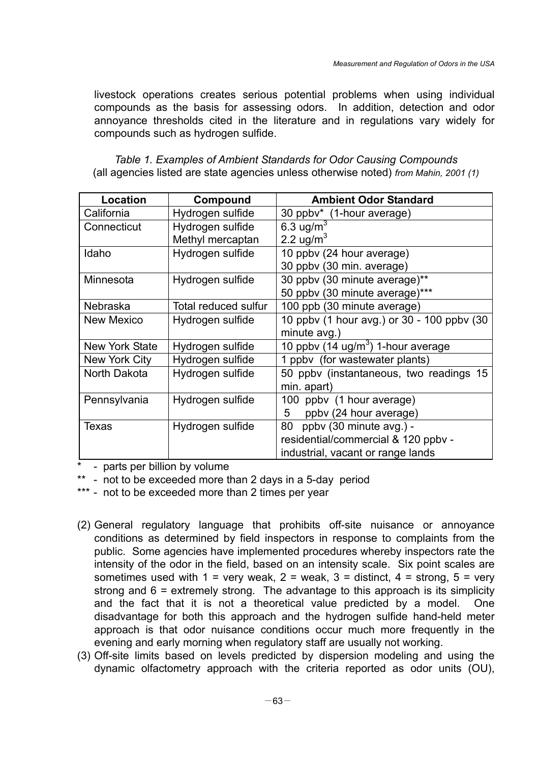livestock operations creates serious potential problems when using individual compounds as the basis for assessing odors. In addition, detection and odor annoyance thresholds cited in the literature and in regulations vary widely for compounds such as hydrogen sulfide.

*Table 1. Examples of Ambient Standards for Odor Causing Compounds*
(all agencies listed are state agencies unless otherwise noted) *from Mahin, 2001 (1)*

| Location | Compound | Ambient Odor Standard |
|---|---|---|
| California | Hydrogen sulfide | 30 ppbv* (1-hour average) |
| Connecticut | Hydrogen sulfide<br>Methyl mercaptan | 6.3 ug/m$^3$<br>2.2 ug/m$^3$ |
| Idaho | Hydrogen sulfide | 10 ppbv (24 hour average)<br>30 ppbv (30 min. average) |
| Minnesota | Hydrogen sulfide | 30 ppbv (30 minute average)**<br>50 ppbv (30 minute average)*** |
| Nebraska | Total reduced sulfur | 100 ppb (30 minute average) |
| New Mexico | Hydrogen sulfide | 10 ppbv (1 hour avg.) or 30 - 100 ppbv (30 minute avg.) |
| New York State | Hydrogen sulfide | 10 ppbv (14 ug/m$^3$) 1-hour average |
| New York City | Hydrogen sulfide | 1 ppbv (for wastewater plants) |
| North Dakota | Hydrogen sulfide | 50 ppbv (instantaneous, two readings 15 min. apart) |
| Pennsylvania | Hydrogen sulfide | 100 ppbv (1 hour average)<br>5 ppbv (24 hour average) |
| Texas | Hydrogen sulfide | 80 ppbv (30 minute avg.) - residential/commercial & 120 ppbv - industrial, vacant or range lands |

\* - parts per billion by volume

\** - not to be exceeded more than 2 days in a 5-day period

\*** - not to be exceeded more than 2 times per year

(2) General regulatory language that prohibits off-site nuisance or annoyance conditions as determined by field inspectors in response to complaints from the public. Some agencies have implemented procedures whereby inspectors rate the intensity of the odor in the field, based on an intensity scale. Six point scales are sometimes used with 1 = very weak, 2 = weak, 3 = distinct, 4 = strong, 5 = very strong and 6 = extremely strong. The advantage to this approach is its simplicity and the fact that it is not a theoretical value predicted by a model. One disadvantage for both this approach and the hydrogen sulfide hand-held meter approach is that odor nuisance conditions occur much more frequently in the evening and early morning when regulatory staff are usually not working.

(3) Off-site limits based on levels predicted by dispersion modeling and using the dynamic olfactometry approach with the criteria reported as odor units (OU),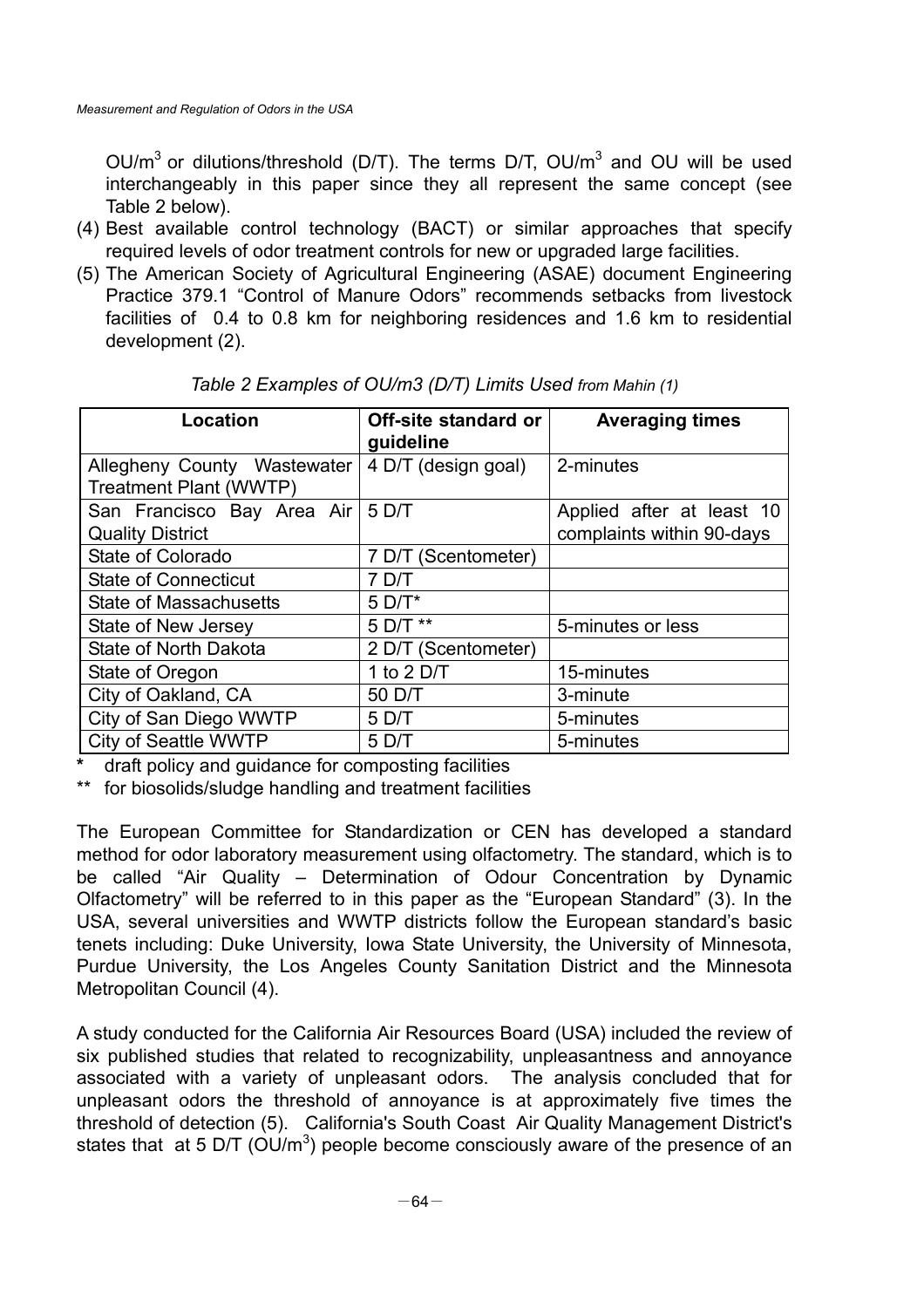OU/m$^3$ or dilutions/threshold (D/T). The terms D/T, OU/m$^3$ and OU will be used interchangeably in this paper since they all represent the same concept (see Table 2 below).

(4) Best available control technology (BACT) or similar approaches that specify required levels of odor treatment controls for new or upgraded large facilities.

(5) The American Society of Agricultural Engineering (ASAE) document Engineering Practice 379.1 "Control of Manure Odors" recommends setbacks from livestock facilities of 0.4 to 0.8 km for neighboring residences and 1.6 km to residential development (2).

*Table 2 Examples of OU/m3 (D/T) Limits Used from Mahin (1)*

| Location | Off-site standard or guideline | Averaging times |
|---|---|---|
| Allegheny County Wastewater Treatment Plant (WWTP) | 4 D/T (design goal) | 2-minutes |
| San Francisco Bay Area Air Quality District | 5 D/T | Applied after at least 10 complaints within 90-days |
| State of Colorado | 7 D/T (Scentometer) | |
| State of Connecticut | 7 D/T | |
| State of Massachusetts | 5 D/T* | |
| State of New Jersey | 5 D/T ** | 5-minutes or less |
| State of North Dakota | 2 D/T (Scentometer) | |
| State of Oregon | 1 to 2 D/T | 15-minutes |
| City of Oakland, CA | 50 D/T | 3-minute |
| City of San Diego WWTP | 5 D/T | 5-minutes |
| City of Seattle WWTP | 5 D/T | 5-minutes |

\* draft policy and guidance for composting facilities

\*\* for biosolids/sludge handling and treatment facilities

The European Committee for Standardization or CEN has developed a standard method for odor laboratory measurement using olfactometry. The standard, which is to be called "Air Quality – Determination of Odour Concentration by Dynamic Olfactometry" will be referred to in this paper as the "European Standard" (3). In the USA, several universities and WWTP districts follow the European standard's basic tenets including: Duke University, Iowa State University, the University of Minnesota, Purdue University, the Los Angeles County Sanitation District and the Minnesota Metropolitan Council (4).

A study conducted for the California Air Resources Board (USA) included the review of six published studies that related to recognizability, unpleasantness and annoyance associated with a variety of unpleasant odors. The analysis concluded that for unpleasant odors the threshold of annoyance is at approximately five times the threshold of detection (5). California's South Coast Air Quality Management District's states that at 5 D/T (OU/m$^3$) people become consciously aware of the presence of an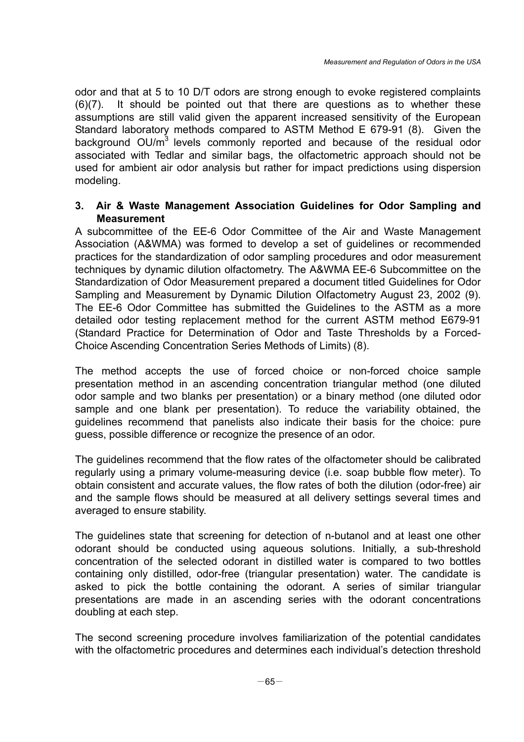odor and that at 5 to 10 D/T odors are strong enough to evoke registered complaints (6)(7). It should be pointed out that there are questions as to whether these assumptions are still valid given the apparent increased sensitivity of the European Standard laboratory methods compared to ASTM Method E 679-91 (8). Given the background $OU/m^3$ levels commonly reported and because of the residual odor associated with Tedlar and similar bags, the olfactometric approach should not be used for ambient air odor analysis but rather for impact predictions using dispersion modeling.

## 3. Air & Waste Management Association Guidelines for Odor Sampling and Measurement

A subcommittee of the EE-6 Odor Committee of the Air and Waste Management Association (A&WMA) was formed to develop a set of guidelines or recommended practices for the standardization of odor sampling procedures and odor measurement techniques by dynamic dilution olfactometry. The A&WMA EE-6 Subcommittee on the Standardization of Odor Measurement prepared a document titled Guidelines for Odor Sampling and Measurement by Dynamic Dilution Olfactometry August 23, 2002 (9). The EE-6 Odor Committee has submitted the Guidelines to the ASTM as a more detailed odor testing replacement method for the current ASTM method E679-91 (Standard Practice for Determination of Odor and Taste Thresholds by a Forced-Choice Ascending Concentration Series Methods of Limits) (8).

The method accepts the use of forced choice or non-forced choice sample presentation method in an ascending concentration triangular method (one diluted odor sample and two blanks per presentation) or a binary method (one diluted odor sample and one blank per presentation). To reduce the variability obtained, the guidelines recommend that panelists also indicate their basis for the choice: pure guess, possible difference or recognize the presence of an odor.

The guidelines recommend that the flow rates of the olfactometer should be calibrated regularly using a primary volume-measuring device (i.e. soap bubble flow meter). To obtain consistent and accurate values, the flow rates of both the dilution (odor-free) air and the sample flows should be measured at all delivery settings several times and averaged to ensure stability.

The guidelines state that screening for detection of n-butanol and at least one other odorant should be conducted using aqueous solutions. Initially, a sub-threshold concentration of the selected odorant in distilled water is compared to two bottles containing only distilled, odor-free (triangular presentation) water. The candidate is asked to pick the bottle containing the odorant. A series of similar triangular presentations are made in an ascending series with the odorant concentrations doubling at each step.

The second screening procedure involves familiarization of the potential candidates with the olfactometric procedures and determines each individual's detection threshold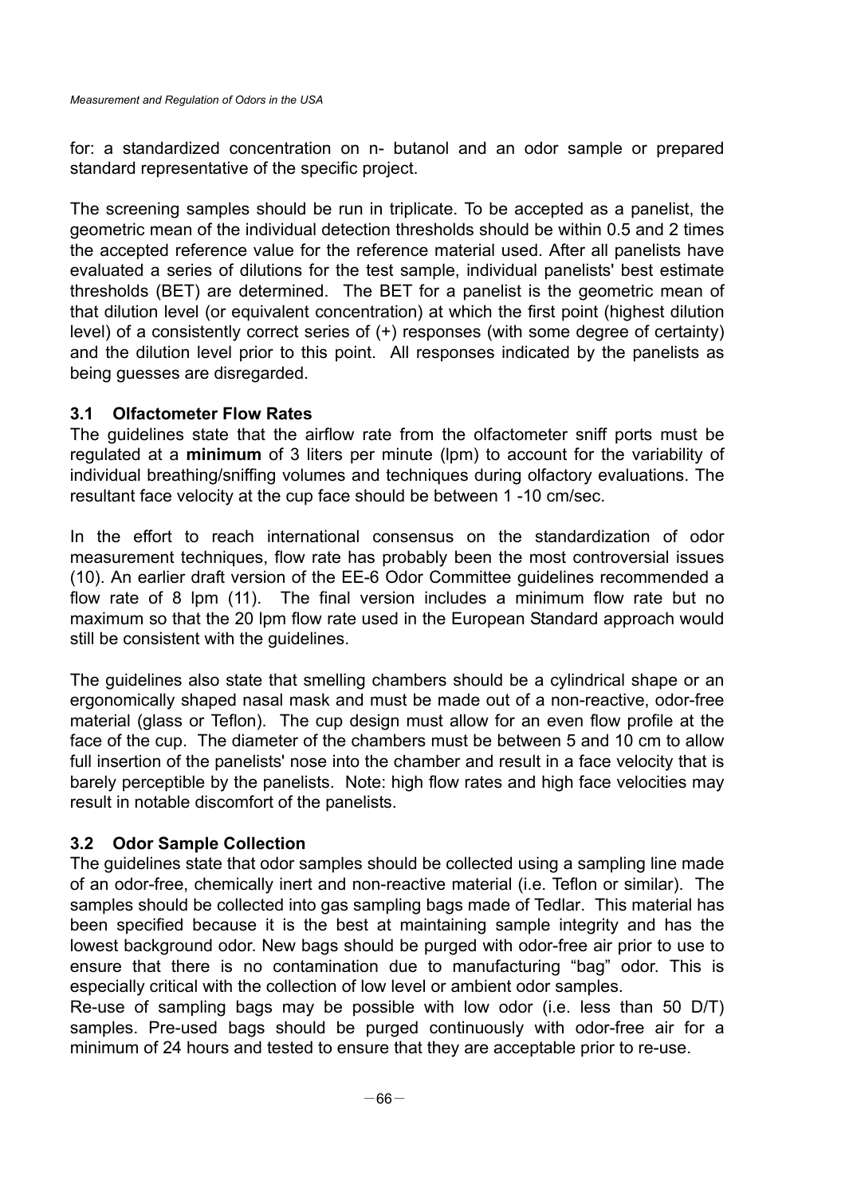for: a standardized concentration on n- butanol and an odor sample or prepared standard representative of the specific project.

The screening samples should be run in triplicate. To be accepted as a panelist, the geometric mean of the individual detection thresholds should be within 0.5 and 2 times the accepted reference value for the reference material used. After all panelists have evaluated a series of dilutions for the test sample, individual panelists' best estimate thresholds (BET) are determined. The BET for a panelist is the geometric mean of that dilution level (or equivalent concentration) at which the first point (highest dilution level) of a consistently correct series of (+) responses (with some degree of certainty) and the dilution level prior to this point. All responses indicated by the panelists as being guesses are disregarded.

### 3.1 Olfactometer Flow Rates

The guidelines state that the airflow rate from the olfactometer sniff ports must be regulated at a **minimum** of 3 liters per minute (lpm) to account for the variability of individual breathing/sniffing volumes and techniques during olfactory evaluations. The resultant face velocity at the cup face should be between 1 -10 cm/sec.

In the effort to reach international consensus on the standardization of odor measurement techniques, flow rate has probably been the most controversial issues (10). An earlier draft version of the EE-6 Odor Committee guidelines recommended a flow rate of 8 lpm (11). The final version includes a minimum flow rate but no maximum so that the 20 lpm flow rate used in the European Standard approach would still be consistent with the guidelines.

The guidelines also state that smelling chambers should be a cylindrical shape or an ergonomically shaped nasal mask and must be made out of a non-reactive, odor-free material (glass or Teflon). The cup design must allow for an even flow profile at the face of the cup. The diameter of the chambers must be between 5 and 10 cm to allow full insertion of the panelists' nose into the chamber and result in a face velocity that is barely perceptible by the panelists. Note: high flow rates and high face velocities may result in notable discomfort of the panelists.

### 3.2 Odor Sample Collection

The guidelines state that odor samples should be collected using a sampling line made of an odor-free, chemically inert and non-reactive material (i.e. Teflon or similar). The samples should be collected into gas sampling bags made of Tedlar. This material has been specified because it is the best at maintaining sample integrity and has the lowest background odor. New bags should be purged with odor-free air prior to use to ensure that there is no contamination due to manufacturing "bag" odor. This is especially critical with the collection of low level or ambient odor samples.

Re-use of sampling bags may be possible with low odor (i.e. less than 50 D/T) samples. Pre-used bags should be purged continuously with odor-free air for a minimum of 24 hours and tested to ensure that they are acceptable prior to re-use.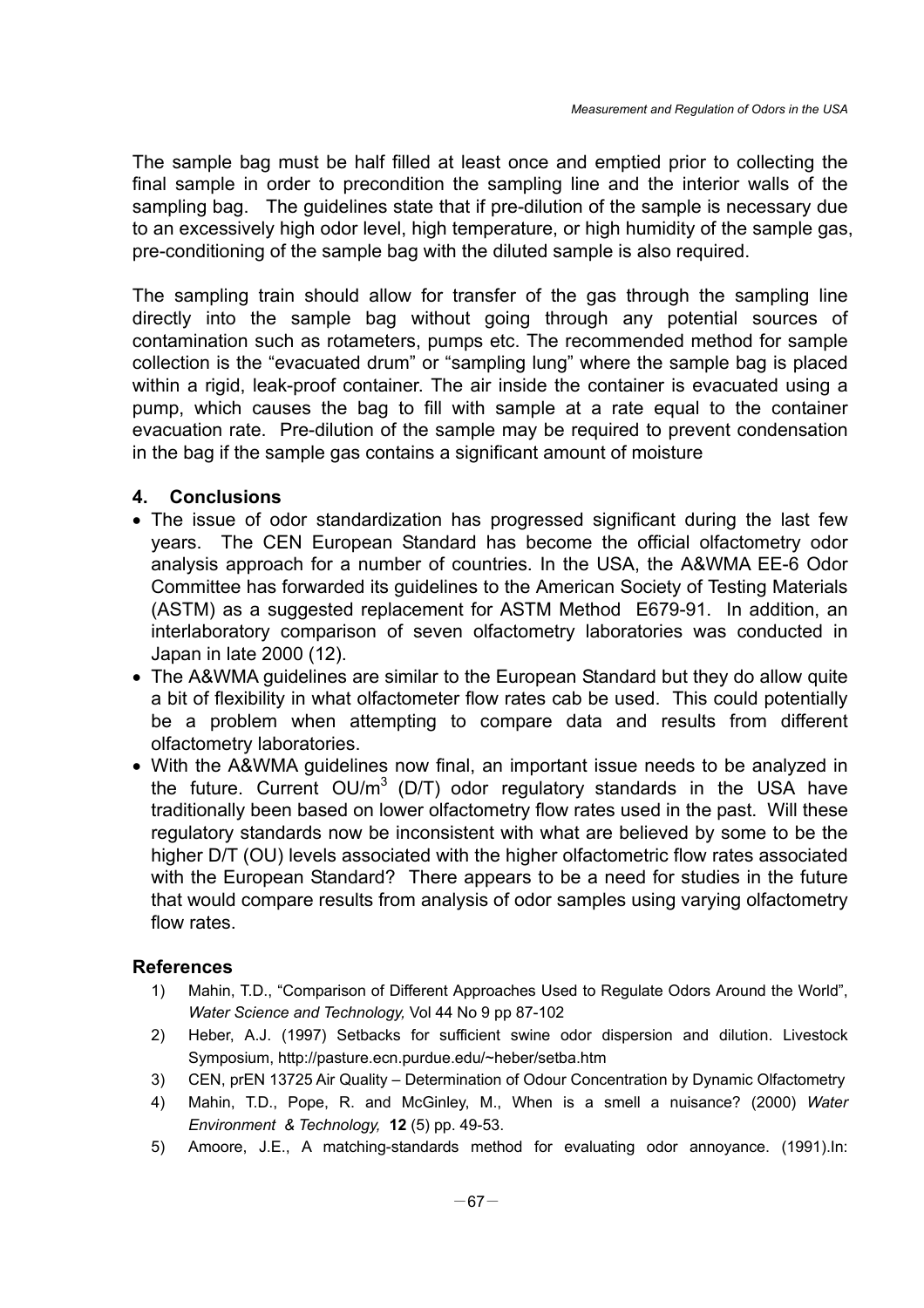The sample bag must be half filled at least once and emptied prior to collecting the final sample in order to precondition the sampling line and the interior walls of the sampling bag. The guidelines state that if pre-dilution of the sample is necessary due to an excessively high odor level, high temperature, or high humidity of the sample gas, pre-conditioning of the sample bag with the diluted sample is also required.

The sampling train should allow for transfer of the gas through the sampling line directly into the sample bag without going through any potential sources of contamination such as rotameters, pumps etc. The recommended method for sample collection is the "evacuated drum" or "sampling lung" where the sample bag is placed within a rigid, leak-proof container. The air inside the container is evacuated using a pump, which causes the bag to fill with sample at a rate equal to the container evacuation rate. Pre-dilution of the sample may be required to prevent condensation in the bag if the sample gas contains a significant amount of moisture

## 4. Conclusions

- The issue of odor standardization has progressed significant during the last few years. The CEN European Standard has become the official olfactometry odor analysis approach for a number of countries. In the USA, the A&WMA EE-6 Odor Committee has forwarded its guidelines to the American Society of Testing Materials (ASTM) as a suggested replacement for ASTM Method E679-91. In addition, an interlaboratory comparison of seven olfactometry laboratories was conducted in Japan in late 2000 (12).
- The A&WMA guidelines are similar to the European Standard but they do allow quite a bit of flexibility in what olfactometer flow rates cab be used. This could potentially be a problem when attempting to compare data and results from different olfactometry laboratories.
- With the A&WMA guidelines now final, an important issue needs to be analyzed in the future. Current OU/$m^3$ (D/T) odor regulatory standards in the USA have traditionally been based on lower olfactometry flow rates used in the past. Will these regulatory standards now be inconsistent with what are believed by some to be the higher D/T (OU) levels associated with the higher olfactometric flow rates associated with the European Standard? There appears to be a need for studies in the future that would compare results from analysis of odor samples using varying olfactometry flow rates.

## References

1) Mahin, T.D., "Comparison of Different Approaches Used to Regulate Odors Around the World", *Water Science and Technology,* Vol 44 No 9 pp 87-102
2) Heber, A.J. (1997) Setbacks for sufficient swine odor dispersion and dilution. Livestock Symposium, http://pasture.ecn.purdue.edu/~heber/setba.htm
3) CEN, prEN 13725 Air Quality – Determination of Odour Concentration by Dynamic Olfactometry
4) Mahin, T.D., Pope, R. and McGinley, M., When is a smell a nuisance? (2000) *Water Environment & Technology,* **12** (5) pp. 49-53.
5) Amoore, J.E., A matching-standards method for evaluating odor annoyance. (1991).In: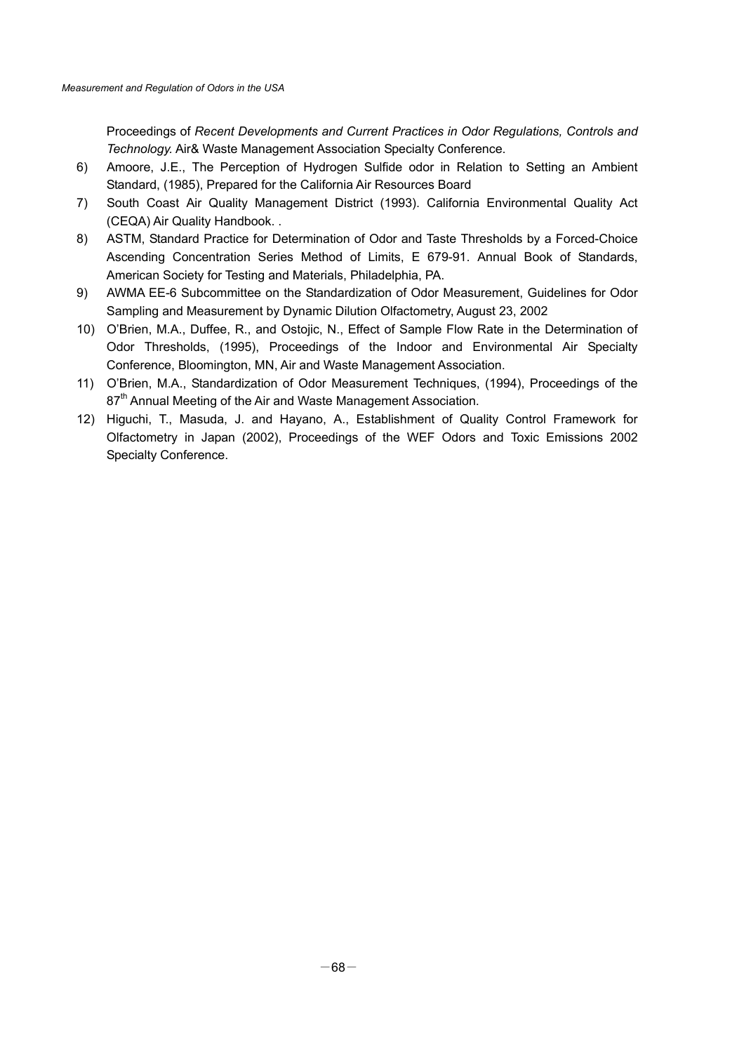Proceedings of *Recent Developments and Current Practices in Odor Regulations, Controls and Technology.* Air& Waste Management Association Specialty Conference.

6) Amoore, J.E., The Perception of Hydrogen Sulfide odor in Relation to Setting an Ambient Standard, (1985), Prepared for the California Air Resources Board
7) South Coast Air Quality Management District (1993). California Environmental Quality Act (CEQA) Air Quality Handbook. .
8) ASTM, Standard Practice for Determination of Odor and Taste Thresholds by a Forced-Choice Ascending Concentration Series Method of Limits, E 679-91. Annual Book of Standards, American Society for Testing and Materials, Philadelphia, PA.
9) AWMA EE-6 Subcommittee on the Standardization of Odor Measurement, Guidelines for Odor Sampling and Measurement by Dynamic Dilution Olfactometry, August 23, 2002
10) O'Brien, M.A., Duffee, R., and Ostojic, N., Effect of Sample Flow Rate in the Determination of Odor Thresholds, (1995), Proceedings of the Indoor and Environmental Air Specialty Conference, Bloomington, MN, Air and Waste Management Association.
11) O'Brien, M.A., Standardization of Odor Measurement Techniques, (1994), Proceedings of the 87th Annual Meeting of the Air and Waste Management Association.
12) Higuchi, T., Masuda, J. and Hayano, A., Establishment of Quality Control Framework for Olfactometry in Japan (2002), Proceedings of the WEF Odors and Toxic Emissions 2002 Specialty Conference.